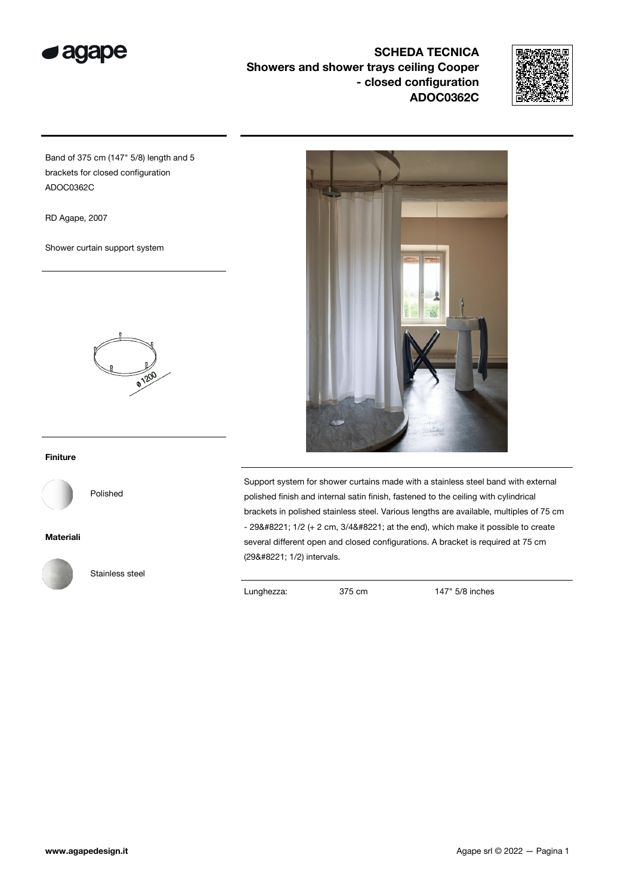# SCHEDA TECNICA

## Showers and shower trays ceiling Cooper - closed configuration ADOC0362C

Band of 375 cm (147" 5/8) length and 5 brackets for closed configuration ADOC0362C

RD Agape, 2007

Shower curtain support system

ø 1200

**Finiture**

Polished

**Materiali**

Stainless steel

Support system for shower curtains made with a stainless steel band with external polished finish and internal satin finish, fastened to the ceiling with cylindrical brackets in polished stainless steel. Various lengths are available, multiples of 75 cm - 29&#8221; 1/2 (+ 2 cm, 3/4&#8221; at the end), which make it possible to create several different open and closed configurations. A bracket is required at 75 cm (29&#8221; 1/2) intervals.

| Lunghezza: | 375 cm | 147" 5/8 inches |
|---|---|---|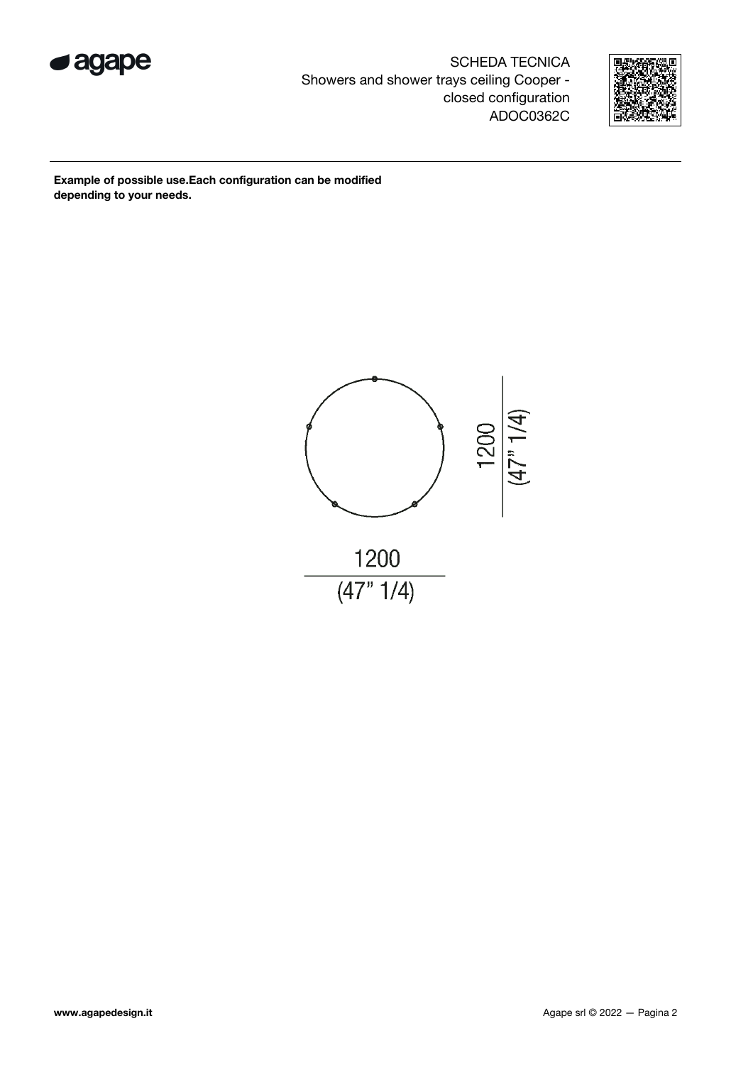SCHEDA TECNICA
Showers and shower trays ceiling Cooper - closed configuration
ADOC0362C

**Example of possible use.Each configuration can be modified depending to your needs.**

1200
(47" 1/4)

1200
(47" 1/4)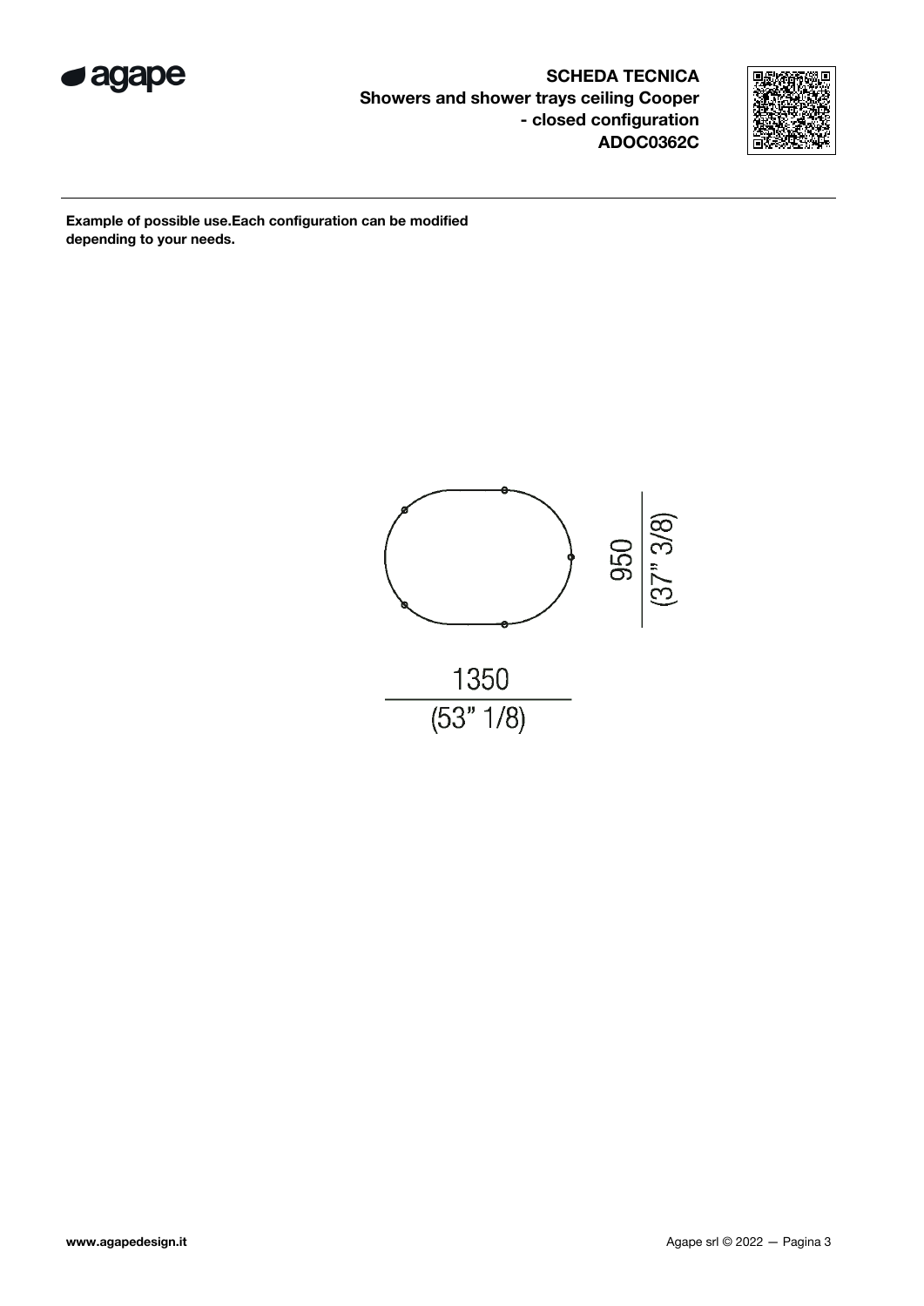**SCHEDA TECNICA**
**Showers and shower trays ceiling Cooper - closed configuration**
**ADOC0362C**

**Example of possible use.Each configuration can be modified depending to your needs.**

950
(37" 3/8)

1350
(53" 1/8)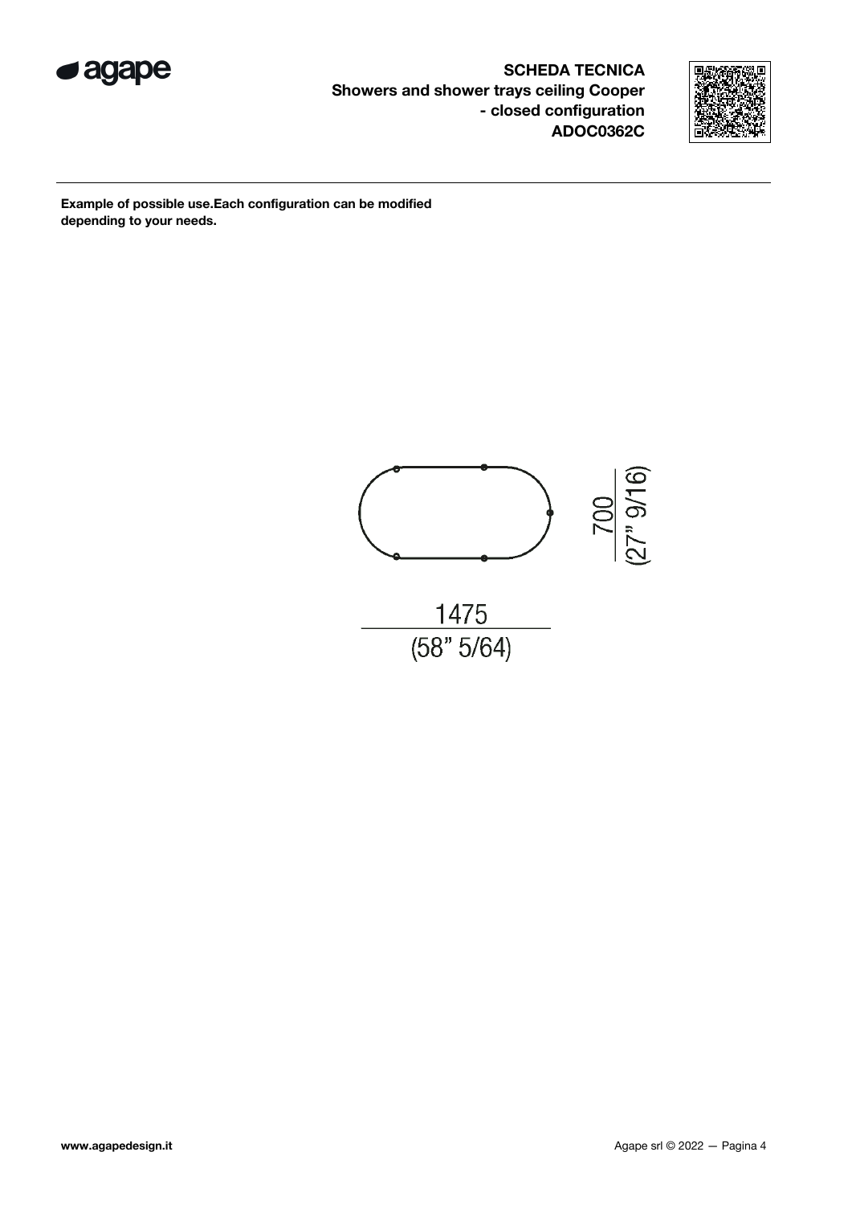**SCHEDA TECNICA**
**Showers and shower trays ceiling Cooper - closed configuration**
**ADOC0362C**

**Example of possible use.Each configuration can be modified depending to your needs.**

700
(27" 9/16)

1475
(58" 5/64)